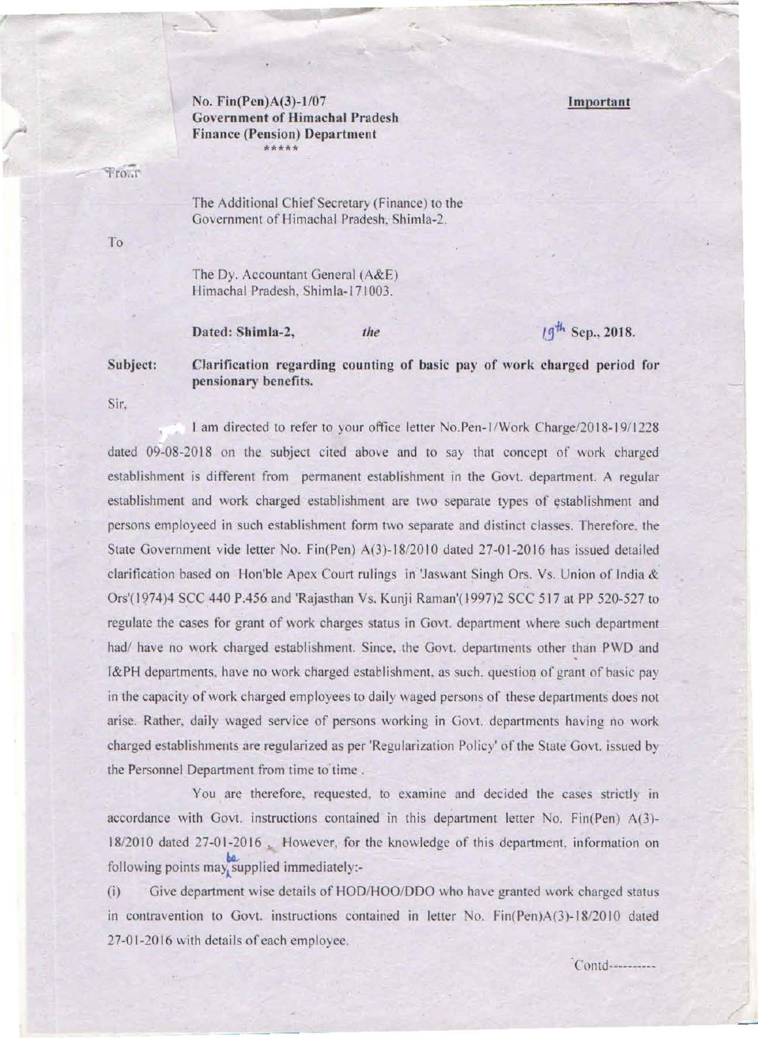No. Fin(Pen)A(3)-1/07  
**Government of Himachal Pradesh**  
**Finance (Pension) Department**  
\*\*\*\*\*

**Important**

From

The Additional Chief Secretary (Finance) to the  
Government of Himachal Pradesh, Shimla-2.

To

The Dy. Accountant General (A&E)  
Himachal Pradesh, Shimla-171003.

**Dated: Shimla-2,** *the* 19th **Sep., 2018.**

**Subject: Clarification regarding counting of basic pay of work charged period for pensionary benefits.**

Sir,

I am directed to refer to your office letter No.Pen-1/Work Charge/2018-19/1228 dated 09-08-2018 on the subject cited above and to say that concept of work charged establishment is different from permanent establishment in the Govt. department. A regular establishment and work charged establishment are two separate types of establishment and persons employeed in such establishment form two separate and distinct classes. Therefore, the State Government vide letter No. Fin(Pen) A(3)-18/2010 dated 27-01-2016 has issued detailed clarification based on Hon'ble Apex Court rulings in 'Jaswant Singh Ors. Vs. Union of India & Ors'(1974)4 SCC 440 P.456 and 'Rajasthan Vs. Kunji Raman'(1997)2 SCC 517 at PP 520-527 to regulate the cases for grant of work charges status in Govt. department where such department had/ have no work charged establishment. Since, the Govt. departments other than PWD and I&PH departments, have no work charged establishment, as such, question of grant of basic pay in the capacity of work charged employees to daily waged persons of these departments does not arise. Rather, daily waged service of persons working in Govt. departments having no work charged establishments are regularized as per 'Regularization Policy' of the State Govt. issued by the Personnel Department from time to time .

You are therefore, requested, to examine and decided the cases strictly in accordance with Govt. instructions contained in this department letter No. Fin(Pen) A(3)-18/2010 dated 27-01-2016 . However, for the knowledge of this department, information on following points may be supplied immediately:-

(i) Give department wise details of HOD/HOO/DDO who have granted work charged status in contravention to Govt. instructions contained in letter No. Fin(Pen)A(3)-18/2010 dated 27-01-2016 with details of each employee.

Contd----------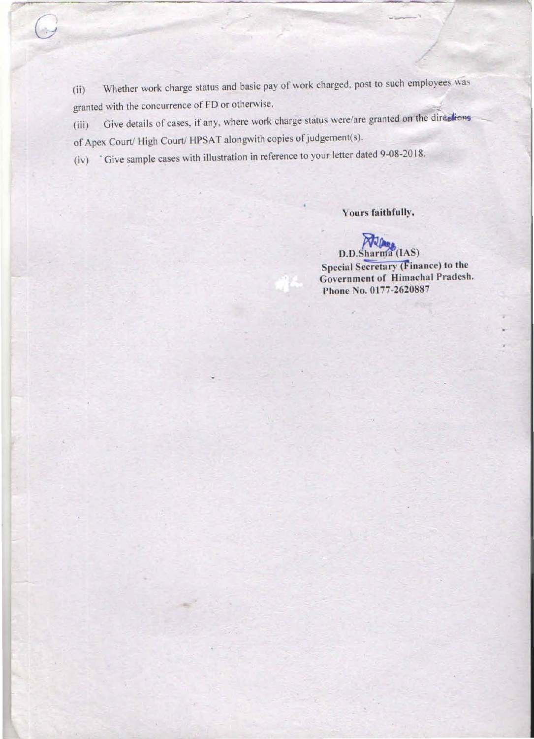(ii) Whether work charge status and basic pay of work charged, post to such employees was granted with the concurrence of FD or otherwise.

(iii) Give details of cases, if any, where work charge status were/are granted on the directions of Apex Court/ High Court/ HPSAT alongwith copies of judgement(s).

(iv) Give sample cases with illustration in reference to your letter dated 9-08-2018.

**Yours faithfully,**

**D.D.Sharma (IAS)**
**Special Secretary (Finance) to the Government of Himachal Pradesh.**
**Phone No. 0177-2620887**